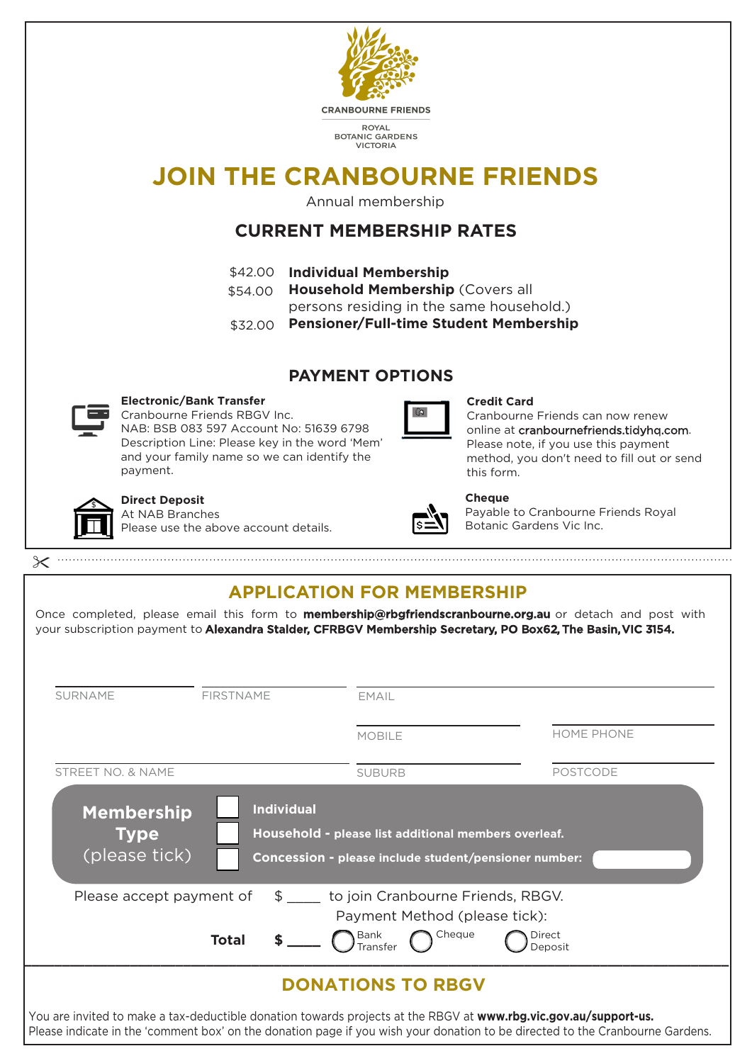CRANBOURNE FRIENDS

ROYAL BOTANIC GARDENS VICTORIA

# JOIN THE CRANBOURNE FRIENDS

Annual membership

## CURRENT MEMBERSHIP RATES

$42.00 **Individual Membership**

$54.00 **Household Membership** (Covers all persons residing in the same household.)

$32.00 **Pensioner/Full-time Student Membership**

## PAYMENT OPTIONS

**Electronic/Bank Transfer**
Cranbourne Friends RBGV Inc.
NAB: BSB 083 597 Account No: 51639 6798
Description Line: Please key in the word 'Mem' and your family name so we can identify the payment.

**Credit Card**
Cranbourne Friends can now renew online at cranbournefriends.tidyhq.com. Please note, if you use this payment method, you don't need to fill out or send this form.

**Direct Deposit**
At NAB Branches
Please use the above account details.

**Cheque**
Payable to Cranbourne Friends Royal Botanic Gardens Vic Inc.

---

## APPLICATION FOR MEMBERSHIP

Once completed, please email this form to **membership@rbgfriendscranbourne.org.au** or detach and post with your subscription payment to **Alexandra Stalder, CFRBGV Membership Secretary, PO Box62, The Basin, VIC 3154.**

SURNAME ____________ FIRSTNAME ____________ EMAIL ____________

MOBILE ____________ HOME PHONE ____________

STREET NO. & NAME ____________ SUBURB ____________ POSTCODE ____________

**Membership Type** (please tick)

☐ **Individual**

☐ **Household - please list additional members overleaf.**

☐ **Concession - please include student/pensioner number:** ____________

Please accept payment of $ ____ to join Cranbourne Friends, RBGV.

Payment Method (please tick):

**Total** **$ ____** ○ Bank Transfer ○ Cheque ○ Direct Deposit

## DONATIONS TO RBGV

You are invited to make a tax-deductible donation towards projects at the RBGV at **www.rbg.vic.gov.au/support-us.**
Please indicate in the 'comment box' on the donation page if you wish your donation to be directed to the Cranbourne Gardens.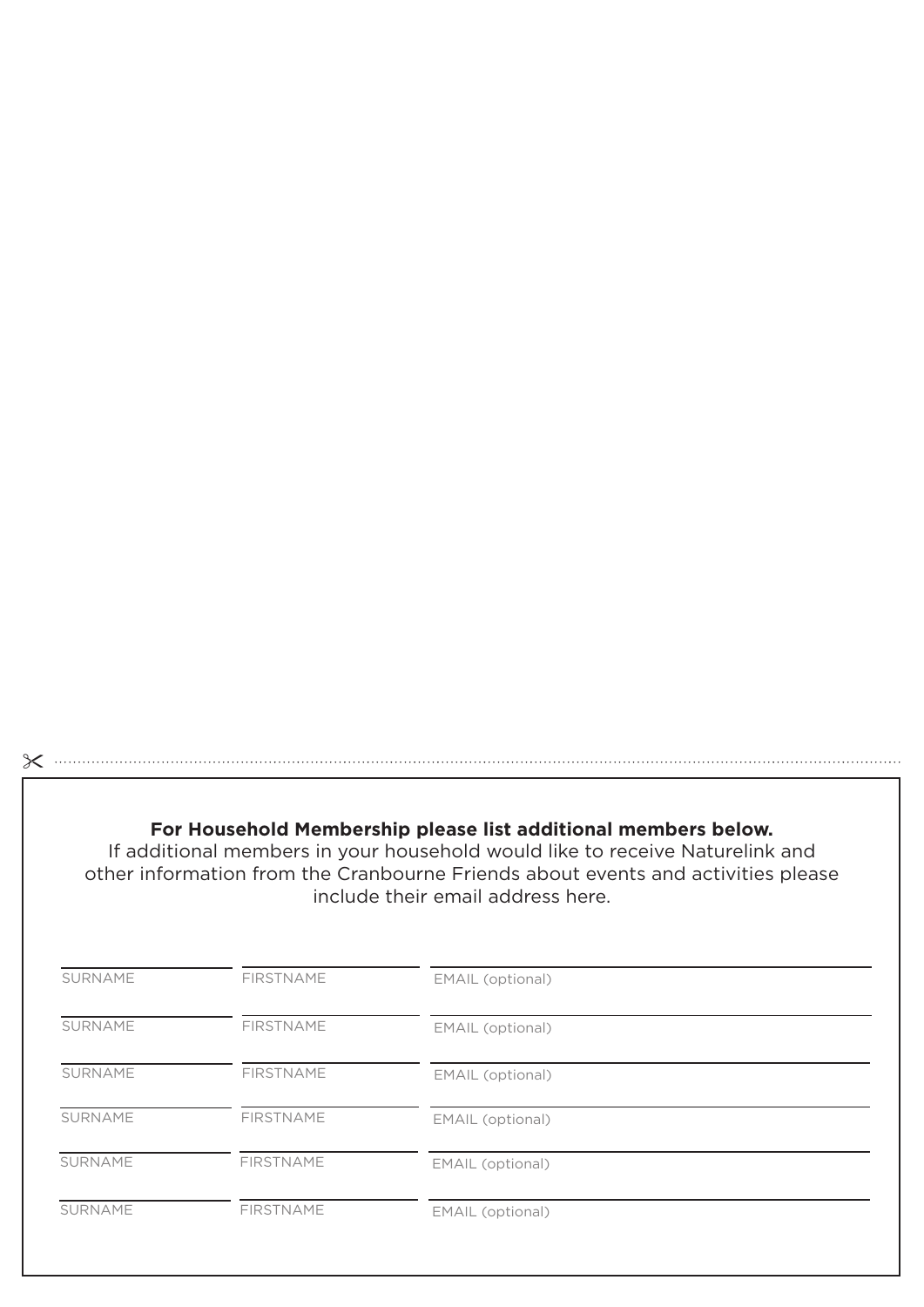**For Household Membership please list additional members below.**

If additional members in your household would like to receive Naturelink and other information from the Cranbourne Friends about events and activities please include their email address here.

| SURNAME | FIRSTNAME | EMAIL (optional) |
|---|---|---|
| SURNAME | FIRSTNAME | EMAIL (optional) |
| SURNAME | FIRSTNAME | EMAIL (optional) |
| SURNAME | FIRSTNAME | EMAIL (optional) |
| SURNAME | FIRSTNAME | EMAIL (optional) |
| SURNAME | FIRSTNAME | EMAIL (optional) |